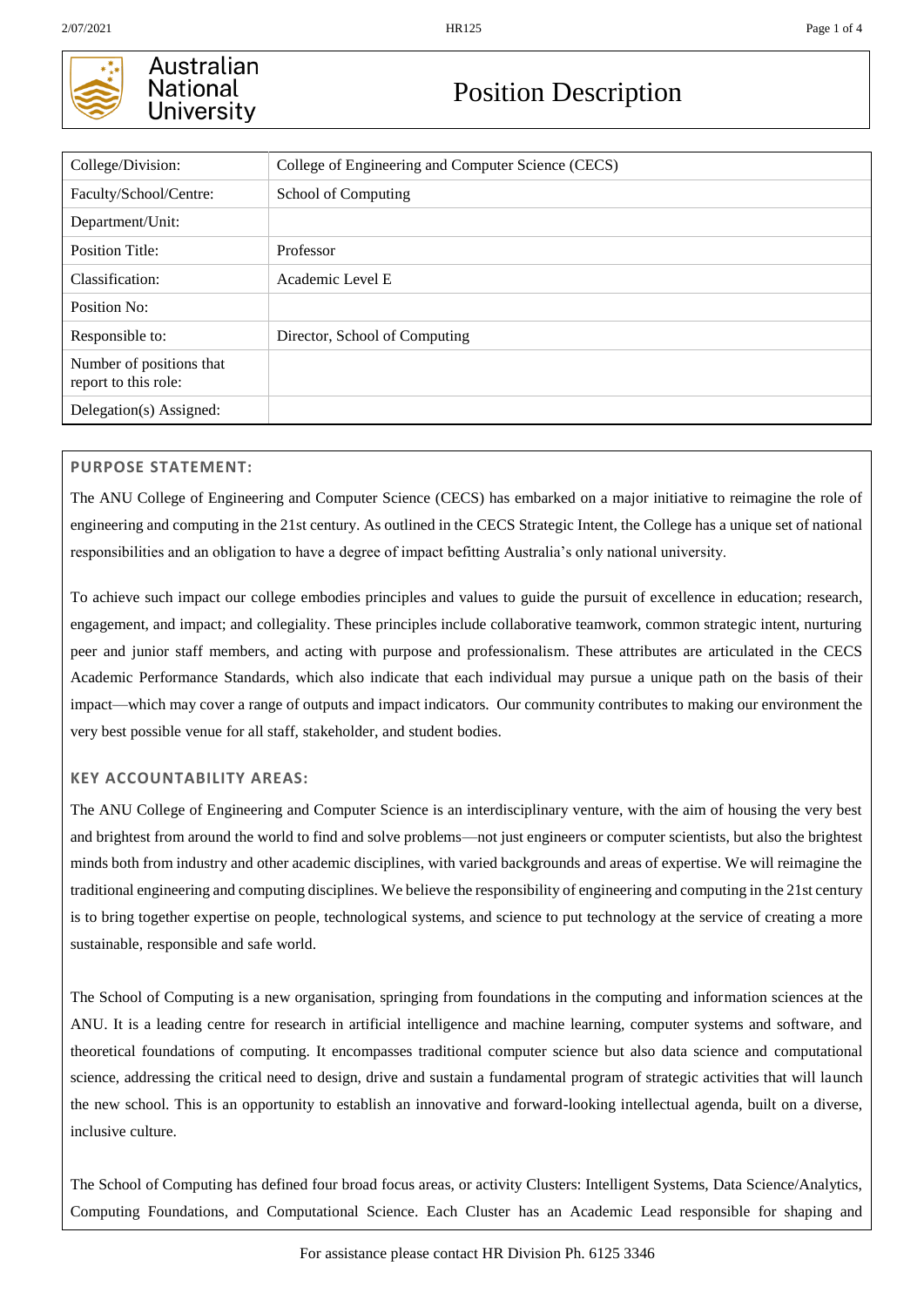# Position Description

Australian National University

| | |
|---|---|
| College/Division: | College of Engineering and Computer Science (CECS) |
| Faculty/School/Centre: | School of Computing |
| Department/Unit: | |
| Position Title: | Professor |
| Classification: | Academic Level E |
| Position No: | |
| Responsible to: | Director, School of Computing |
| Number of positions that report to this role: | |
| Delegation(s) Assigned: | |

## PURPOSE STATEMENT:

The ANU College of Engineering and Computer Science (CECS) has embarked on a major initiative to reimagine the role of engineering and computing in the 21st century. As outlined in the CECS Strategic Intent, the College has a unique set of national responsibilities and an obligation to have a degree of impact befitting Australia's only national university.

To achieve such impact our college embodies principles and values to guide the pursuit of excellence in education; research, engagement, and impact; and collegiality. These principles include collaborative teamwork, common strategic intent, nurturing peer and junior staff members, and acting with purpose and professionalism. These attributes are articulated in the CECS Academic Performance Standards, which also indicate that each individual may pursue a unique path on the basis of their impact—which may cover a range of outputs and impact indicators. Our community contributes to making our environment the very best possible venue for all staff, stakeholder, and student bodies.

## KEY ACCOUNTABILITY AREAS:

The ANU College of Engineering and Computer Science is an interdisciplinary venture, with the aim of housing the very best and brightest from around the world to find and solve problems—not just engineers or computer scientists, but also the brightest minds both from industry and other academic disciplines, with varied backgrounds and areas of expertise. We will reimagine the traditional engineering and computing disciplines. We believe the responsibility of engineering and computing in the 21st century is to bring together expertise on people, technological systems, and science to put technology at the service of creating a more sustainable, responsible and safe world.

The School of Computing is a new organisation, springing from foundations in the computing and information sciences at the ANU. It is a leading centre for research in artificial intelligence and machine learning, computer systems and software, and theoretical foundations of computing. It encompasses traditional computer science but also data science and computational science, addressing the critical need to design, drive and sustain a fundamental program of strategic activities that will launch the new school. This is an opportunity to establish an innovative and forward-looking intellectual agenda, built on a diverse, inclusive culture.

The School of Computing has defined four broad focus areas, or activity Clusters: Intelligent Systems, Data Science/Analytics, Computing Foundations, and Computational Science. Each Cluster has an Academic Lead responsible for shaping and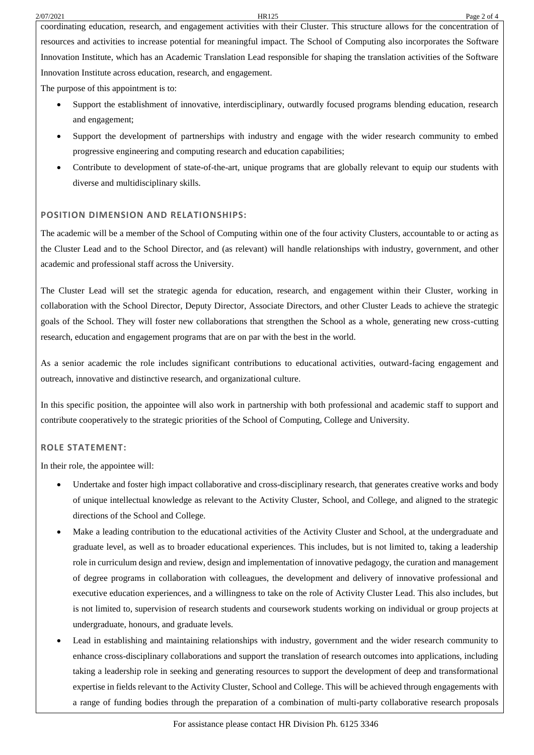coordinating education, research, and engagement activities with their Cluster. This structure allows for the concentration of resources and activities to increase potential for meaningful impact. The School of Computing also incorporates the Software Innovation Institute, which has an Academic Translation Lead responsible for shaping the translation activities of the Software Innovation Institute across education, research, and engagement.

The purpose of this appointment is to:

- Support the establishment of innovative, interdisciplinary, outwardly focused programs blending education, research and engagement;
- Support the development of partnerships with industry and engage with the wider research community to embed progressive engineering and computing research and education capabilities;
- Contribute to development of state-of-the-art, unique programs that are globally relevant to equip our students with diverse and multidisciplinary skills.

## POSITION DIMENSION AND RELATIONSHIPS:

The academic will be a member of the School of Computing within one of the four activity Clusters, accountable to or acting as the Cluster Lead and to the School Director, and (as relevant) will handle relationships with industry, government, and other academic and professional staff across the University.

The Cluster Lead will set the strategic agenda for education, research, and engagement within their Cluster, working in collaboration with the School Director, Deputy Director, Associate Directors, and other Cluster Leads to achieve the strategic goals of the School. They will foster new collaborations that strengthen the School as a whole, generating new cross-cutting research, education and engagement programs that are on par with the best in the world.

As a senior academic the role includes significant contributions to educational activities, outward-facing engagement and outreach, innovative and distinctive research, and organizational culture.

In this specific position, the appointee will also work in partnership with both professional and academic staff to support and contribute cooperatively to the strategic priorities of the School of Computing, College and University.

## ROLE STATEMENT:

In their role, the appointee will:

- Undertake and foster high impact collaborative and cross-disciplinary research, that generates creative works and body of unique intellectual knowledge as relevant to the Activity Cluster, School, and College, and aligned to the strategic directions of the School and College.
- Make a leading contribution to the educational activities of the Activity Cluster and School, at the undergraduate and graduate level, as well as to broader educational experiences. This includes, but is not limited to, taking a leadership role in curriculum design and review, design and implementation of innovative pedagogy, the curation and management of degree programs in collaboration with colleagues, the development and delivery of innovative professional and executive education experiences, and a willingness to take on the role of Activity Cluster Lead. This also includes, but is not limited to, supervision of research students and coursework students working on individual or group projects at undergraduate, honours, and graduate levels.
- Lead in establishing and maintaining relationships with industry, government and the wider research community to enhance cross-disciplinary collaborations and support the translation of research outcomes into applications, including taking a leadership role in seeking and generating resources to support the development of deep and transformational expertise in fields relevant to the Activity Cluster, School and College. This will be achieved through engagements with a range of funding bodies through the preparation of a combination of multi-party collaborative research proposals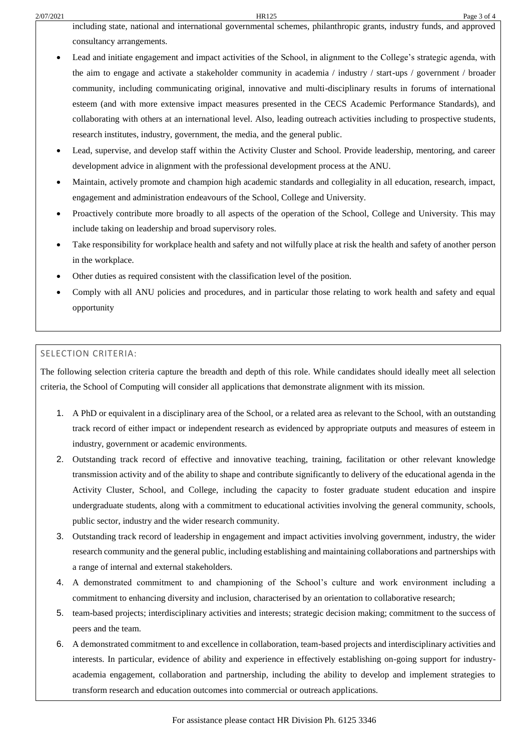including state, national and international governmental schemes, philanthropic grants, industry funds, and approved consultancy arrangements.

- Lead and initiate engagement and impact activities of the School, in alignment to the College's strategic agenda, with the aim to engage and activate a stakeholder community in academia / industry / start-ups / government / broader community, including communicating original, innovative and multi-disciplinary results in forums of international esteem (and with more extensive impact measures presented in the CECS Academic Performance Standards), and collaborating with others at an international level. Also, leading outreach activities including to prospective students, research institutes, industry, government, the media, and the general public.
- Lead, supervise, and develop staff within the Activity Cluster and School. Provide leadership, mentoring, and career development advice in alignment with the professional development process at the ANU.
- Maintain, actively promote and champion high academic standards and collegiality in all education, research, impact, engagement and administration endeavours of the School, College and University.
- Proactively contribute more broadly to all aspects of the operation of the School, College and University. This may include taking on leadership and broad supervisory roles.
- Take responsibility for workplace health and safety and not wilfully place at risk the health and safety of another person in the workplace.
- Other duties as required consistent with the classification level of the position.
- Comply with all ANU policies and procedures, and in particular those relating to work health and safety and equal opportunity

## SELECTION CRITERIA:

The following selection criteria capture the breadth and depth of this role. While candidates should ideally meet all selection criteria, the School of Computing will consider all applications that demonstrate alignment with its mission.

1. A PhD or equivalent in a disciplinary area of the School, or a related area as relevant to the School, with an outstanding track record of either impact or independent research as evidenced by appropriate outputs and measures of esteem in industry, government or academic environments.
2. Outstanding track record of effective and innovative teaching, training, facilitation or other relevant knowledge transmission activity and of the ability to shape and contribute significantly to delivery of the educational agenda in the Activity Cluster, School, and College, including the capacity to foster graduate student education and inspire undergraduate students, along with a commitment to educational activities involving the general community, schools, public sector, industry and the wider research community.
3. Outstanding track record of leadership in engagement and impact activities involving government, industry, the wider research community and the general public, including establishing and maintaining collaborations and partnerships with a range of internal and external stakeholders.
4. A demonstrated commitment to and championing of the School's culture and work environment including a commitment to enhancing diversity and inclusion, characterised by an orientation to collaborative research;
5. team-based projects; interdisciplinary activities and interests; strategic decision making; commitment to the success of peers and the team.
6. A demonstrated commitment to and excellence in collaboration, team-based projects and interdisciplinary activities and interests. In particular, evidence of ability and experience in effectively establishing on-going support for industry-academia engagement, collaboration and partnership, including the ability to develop and implement strategies to transform research and education outcomes into commercial or outreach applications.

For assistance please contact HR Division Ph. 6125 3346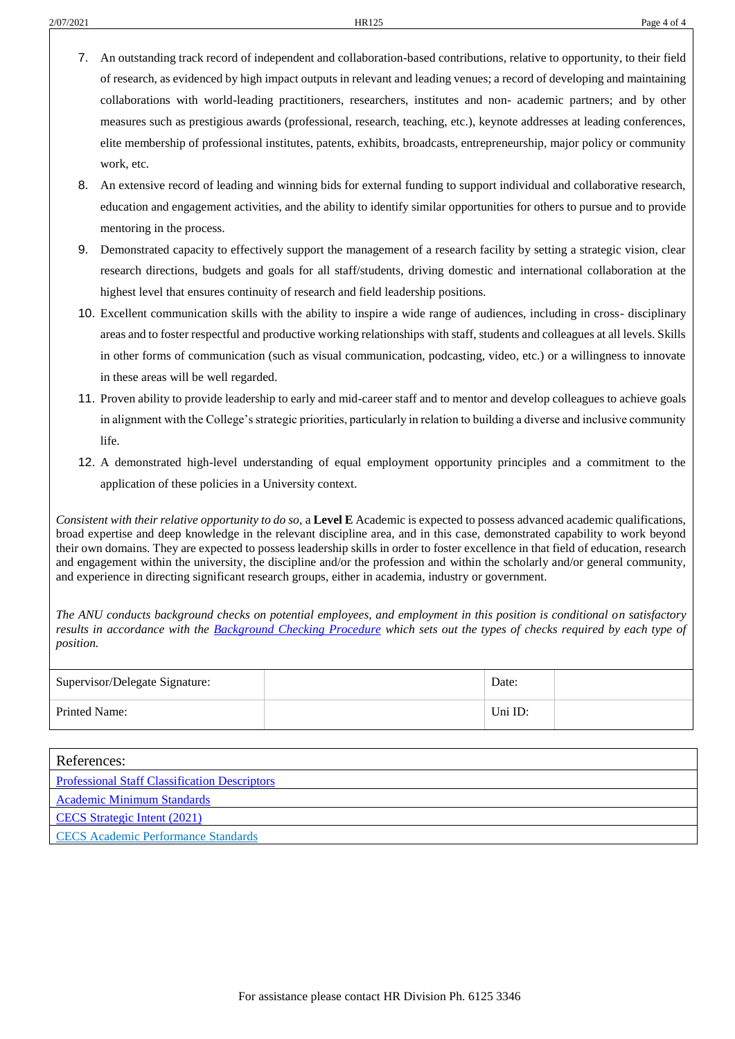7. An outstanding track record of independent and collaboration-based contributions, relative to opportunity, to their field of research, as evidenced by high impact outputs in relevant and leading venues; a record of developing and maintaining collaborations with world-leading practitioners, researchers, institutes and non- academic partners; and by other measures such as prestigious awards (professional, research, teaching, etc.), keynote addresses at leading conferences, elite membership of professional institutes, patents, exhibits, broadcasts, entrepreneurship, major policy or community work, etc.
8. An extensive record of leading and winning bids for external funding to support individual and collaborative research, education and engagement activities, and the ability to identify similar opportunities for others to pursue and to provide mentoring in the process.
9. Demonstrated capacity to effectively support the management of a research facility by setting a strategic vision, clear research directions, budgets and goals for all staff/students, driving domestic and international collaboration at the highest level that ensures continuity of research and field leadership positions.
10. Excellent communication skills with the ability to inspire a wide range of audiences, including in cross- disciplinary areas and to foster respectful and productive working relationships with staff, students and colleagues at all levels. Skills in other forms of communication (such as visual communication, podcasting, video, etc.) or a willingness to innovate in these areas will be well regarded.
11. Proven ability to provide leadership to early and mid-career staff and to mentor and develop colleagues to achieve goals in alignment with the College's strategic priorities, particularly in relation to building a diverse and inclusive community life.
12. A demonstrated high-level understanding of equal employment opportunity principles and a commitment to the application of these policies in a University context.

*Consistent with their relative opportunity to do so,* a **Level E** Academic is expected to possess advanced academic qualifications, broad expertise and deep knowledge in the relevant discipline area, and in this case, demonstrated capability to work beyond their own domains. They are expected to possess leadership skills in order to foster excellence in that field of education, research and engagement within the university, the discipline and/or the profession and within the scholarly and/or general community, and experience in directing significant research groups, either in academia, industry or government.

*The ANU conducts background checks on potential employees, and employment in this position is conditional on satisfactory results in accordance with the [Background Checking Procedure](#) which sets out the types of checks required by each type of position.*

| | | | |
|---|---|---|---|
| Supervisor/Delegate Signature: | | Date: | |
| Printed Name: | | Uni ID: | |

| References: |
|---|
| [Professional Staff Classification Descriptors](#) |
| [Academic Minimum Standards](#) |
| [CECS Strategic Intent (2021)](#) |
| [CECS Academic Performance Standards](#) |

For assistance please contact HR Division Ph. 6125 3346